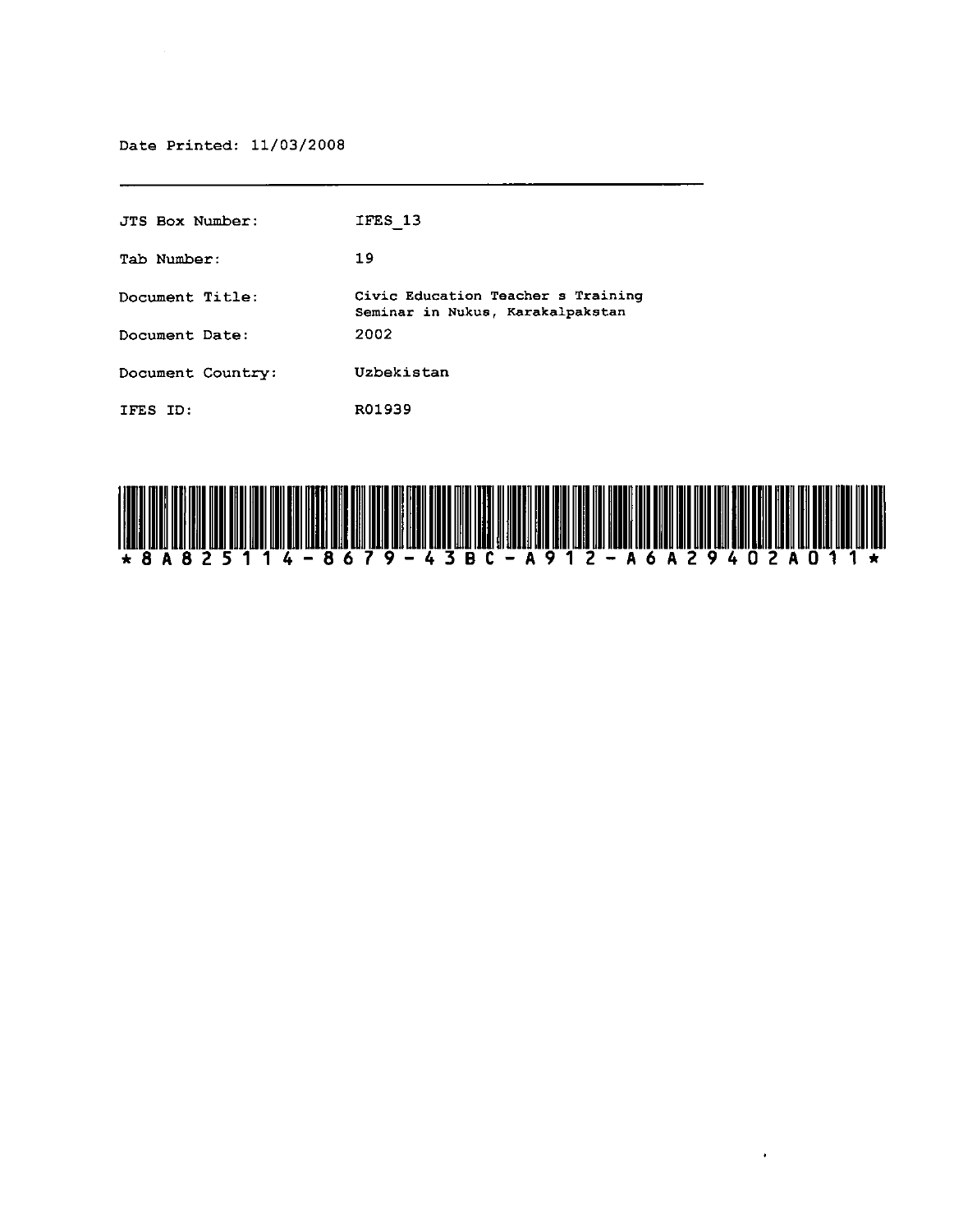Date Printed: 11/03/2008

| | |
|---|---|
| JTS Box Number: | IFES_13 |
| Tab Number: | 19 |
| Document Title: | Civic Education Teacher s Training Seminar in Nukus, Karakalpakstan |
| Document Date: | 2002 |
| Document Country: | Uzbekistan |
| IFES ID: | R01939 |

*8A825114-8679-43BC-A912-A6A29402A011*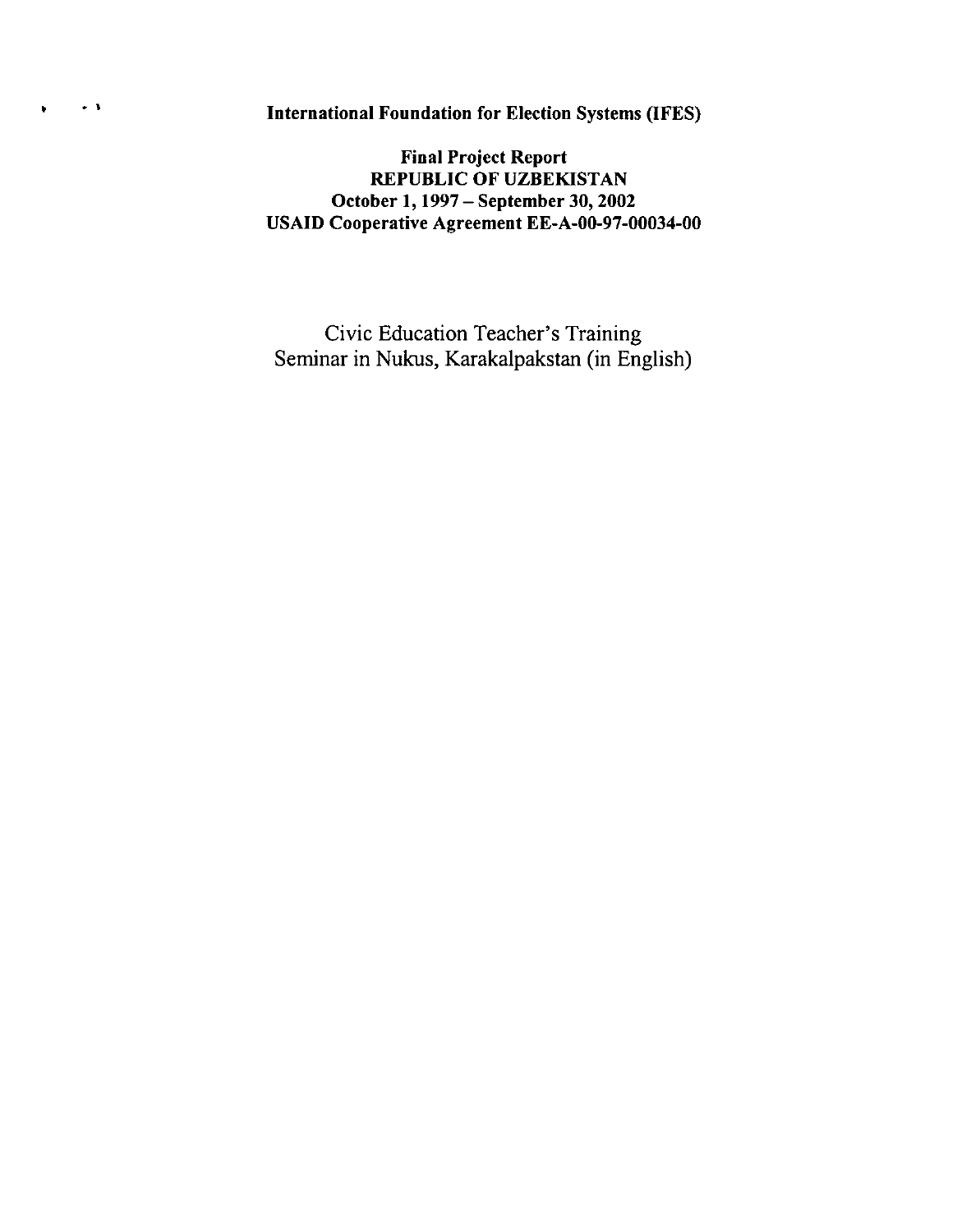**International Foundation for Election Systems (IFES)**

**Final Project Report**
**REPUBLIC OF UZBEKISTAN**
**October 1, 1997 – September 30, 2002**
**USAID Cooperative Agreement EE-A-00-97-00034-00**

Civic Education Teacher's Training
Seminar in Nukus, Karakalpakstan (in English)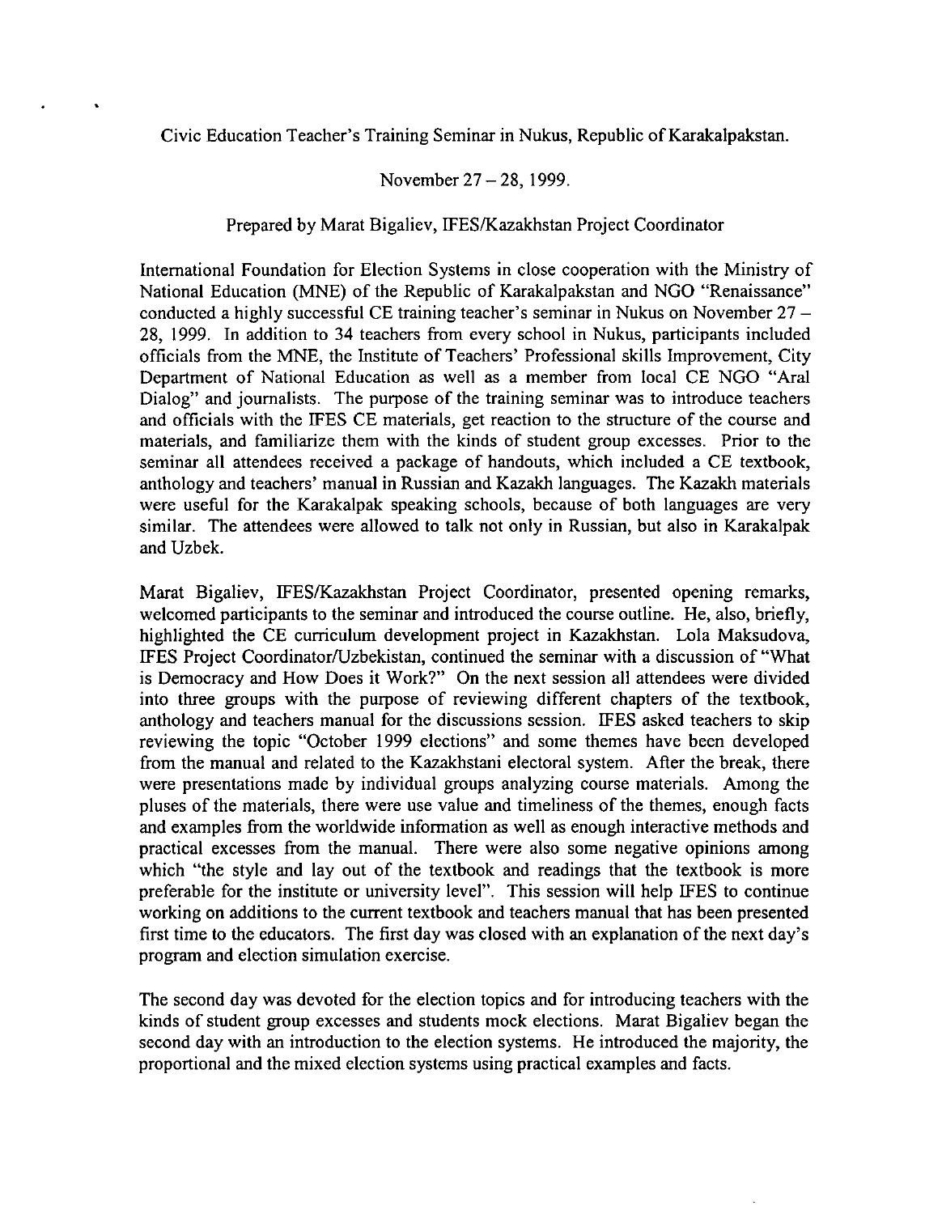Civic Education Teacher's Training Seminar in Nukus, Republic of Karakalpakstan.

November 27 – 28, 1999.

Prepared by Marat Bigaliev, IFES/Kazakhstan Project Coordinator

International Foundation for Election Systems in close cooperation with the Ministry of National Education (MNE) of the Republic of Karakalpakstan and NGO "Renaissance" conducted a highly successful CE training teacher's seminar in Nukus on November 27 – 28, 1999. In addition to 34 teachers from every school in Nukus, participants included officials from the MNE, the Institute of Teachers' Professional skills Improvement, City Department of National Education as well as a member from local CE NGO "Aral Dialog" and journalists. The purpose of the training seminar was to introduce teachers and officials with the IFES CE materials, get reaction to the structure of the course and materials, and familiarize them with the kinds of student group excesses. Prior to the seminar all attendees received a package of handouts, which included a CE textbook, anthology and teachers' manual in Russian and Kazakh languages. The Kazakh materials were useful for the Karakalpak speaking schools, because of both languages are very similar. The attendees were allowed to talk not only in Russian, but also in Karakalpak and Uzbek.

Marat Bigaliev, IFES/Kazakhstan Project Coordinator, presented opening remarks, welcomed participants to the seminar and introduced the course outline. He, also, briefly, highlighted the CE curriculum development project in Kazakhstan. Lola Maksudova, IFES Project Coordinator/Uzbekistan, continued the seminar with a discussion of "What is Democracy and How Does it Work?" On the next session all attendees were divided into three groups with the purpose of reviewing different chapters of the textbook, anthology and teachers manual for the discussions session. IFES asked teachers to skip reviewing the topic "October 1999 elections" and some themes have been developed from the manual and related to the Kazakhstani electoral system. After the break, there were presentations made by individual groups analyzing course materials. Among the pluses of the materials, there were use value and timeliness of the themes, enough facts and examples from the worldwide information as well as enough interactive methods and practical excesses from the manual. There were also some negative opinions among which "the style and lay out of the textbook and readings that the textbook is more preferable for the institute or university level". This session will help IFES to continue working on additions to the current textbook and teachers manual that has been presented first time to the educators. The first day was closed with an explanation of the next day's program and election simulation exercise.

The second day was devoted for the election topics and for introducing teachers with the kinds of student group excesses and students mock elections. Marat Bigaliev began the second day with an introduction to the election systems. He introduced the majority, the proportional and the mixed election systems using practical examples and facts.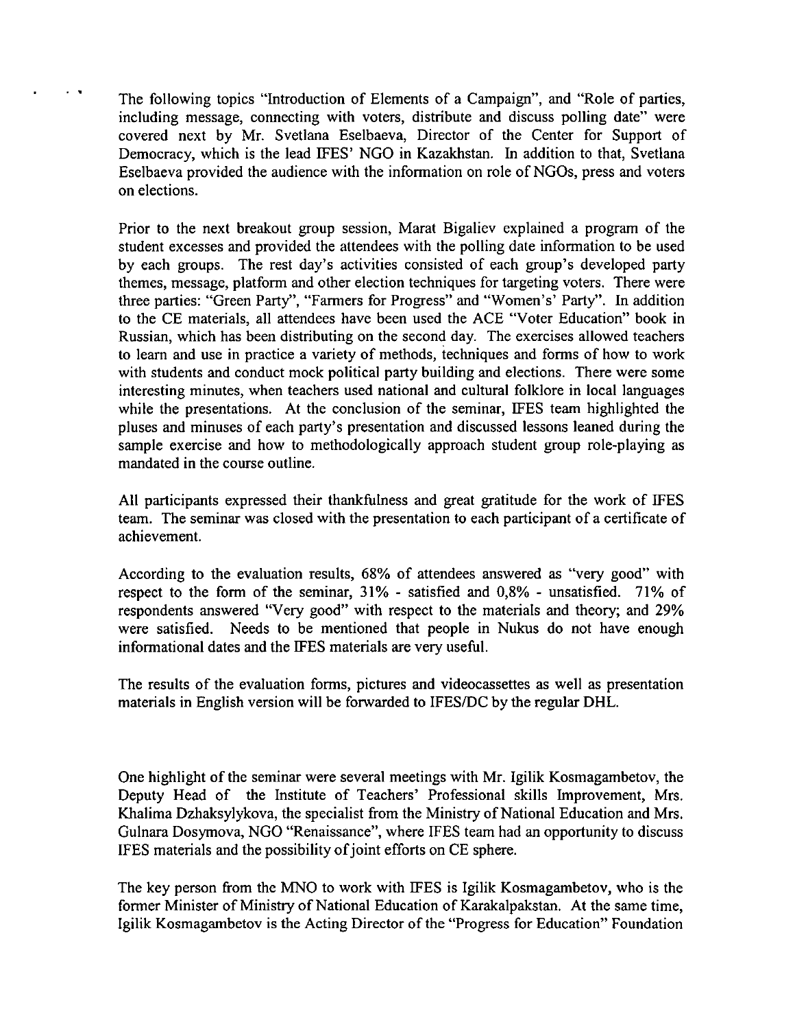The following topics "Introduction of Elements of a Campaign", and "Role of parties, including message, connecting with voters, distribute and discuss polling date" were covered next by Mr. Svetlana Eselbaeva, Director of the Center for Support of Democracy, which is the lead IFES' NGO in Kazakhstan. In addition to that, Svetlana Eselbaeva provided the audience with the information on role of NGOs, press and voters on elections.

Prior to the next breakout group session, Marat Bigaliev explained a program of the student excesses and provided the attendees with the polling date information to be used by each groups. The rest day's activities consisted of each group's developed party themes, message, platform and other election techniques for targeting voters. There were three parties: "Green Party", "Farmers for Progress" and "Women's' Party". In addition to the CE materials, all attendees have been used the ACE "Voter Education" book in Russian, which has been distributing on the second day. The exercises allowed teachers to learn and use in practice a variety of methods, techniques and forms of how to work with students and conduct mock political party building and elections. There were some interesting minutes, when teachers used national and cultural folklore in local languages while the presentations. At the conclusion of the seminar, IFES team highlighted the pluses and minuses of each party's presentation and discussed lessons leaned during the sample exercise and how to methodologically approach student group role-playing as mandated in the course outline.

All participants expressed their thankfulness and great gratitude for the work of IFES team. The seminar was closed with the presentation to each participant of a certificate of achievement.

According to the evaluation results, 68% of attendees answered as "very good" with respect to the form of the seminar, 31% - satisfied and 0,8% - unsatisfied. 71% of respondents answered "Very good" with respect to the materials and theory; and 29% were satisfied. Needs to be mentioned that people in Nukus do not have enough informational dates and the IFES materials are very useful.

The results of the evaluation forms, pictures and videocassettes as well as presentation materials in English version will be forwarded to IFES/DC by the regular DHL.

One highlight of the seminar were several meetings with Mr. Igilik Kosmagambetov, the Deputy Head of the Institute of Teachers' Professional skills Improvement, Mrs. Khalima Dzhaksylykova, the specialist from the Ministry of National Education and Mrs. Gulnara Dosymova, NGO "Renaissance", where IFES team had an opportunity to discuss IFES materials and the possibility of joint efforts on CE sphere.

The key person from the MNO to work with IFES is Igilik Kosmagambetov, who is the former Minister of Ministry of National Education of Karakalpakstan. At the same time, Igilik Kosmagambetov is the Acting Director of the "Progress for Education" Foundation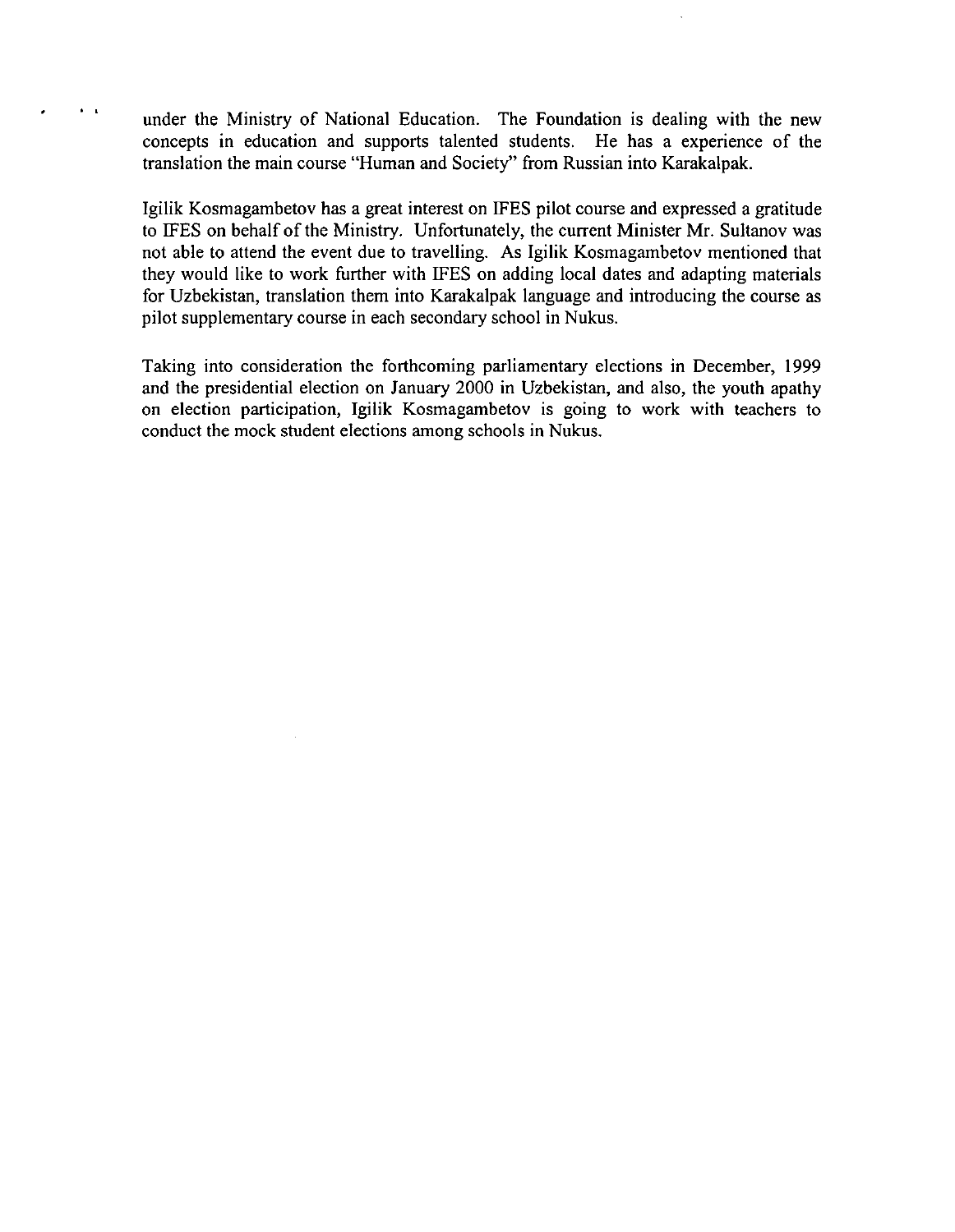under the Ministry of National Education. The Foundation is dealing with the new concepts in education and supports talented students. He has a experience of the translation the main course "Human and Society" from Russian into Karakalpak.

Igilik Kosmagambetov has a great interest on IFES pilot course and expressed a gratitude to IFES on behalf of the Ministry. Unfortunately, the current Minister Mr. Sultanov was not able to attend the event due to travelling. As Igilik Kosmagambetov mentioned that they would like to work further with IFES on adding local dates and adapting materials for Uzbekistan, translation them into Karakalpak language and introducing the course as pilot supplementary course in each secondary school in Nukus.

Taking into consideration the forthcoming parliamentary elections in December, 1999 and the presidential election on January 2000 in Uzbekistan, and also, the youth apathy on election participation, Igilik Kosmagambetov is going to work with teachers to conduct the mock student elections among schools in Nukus.